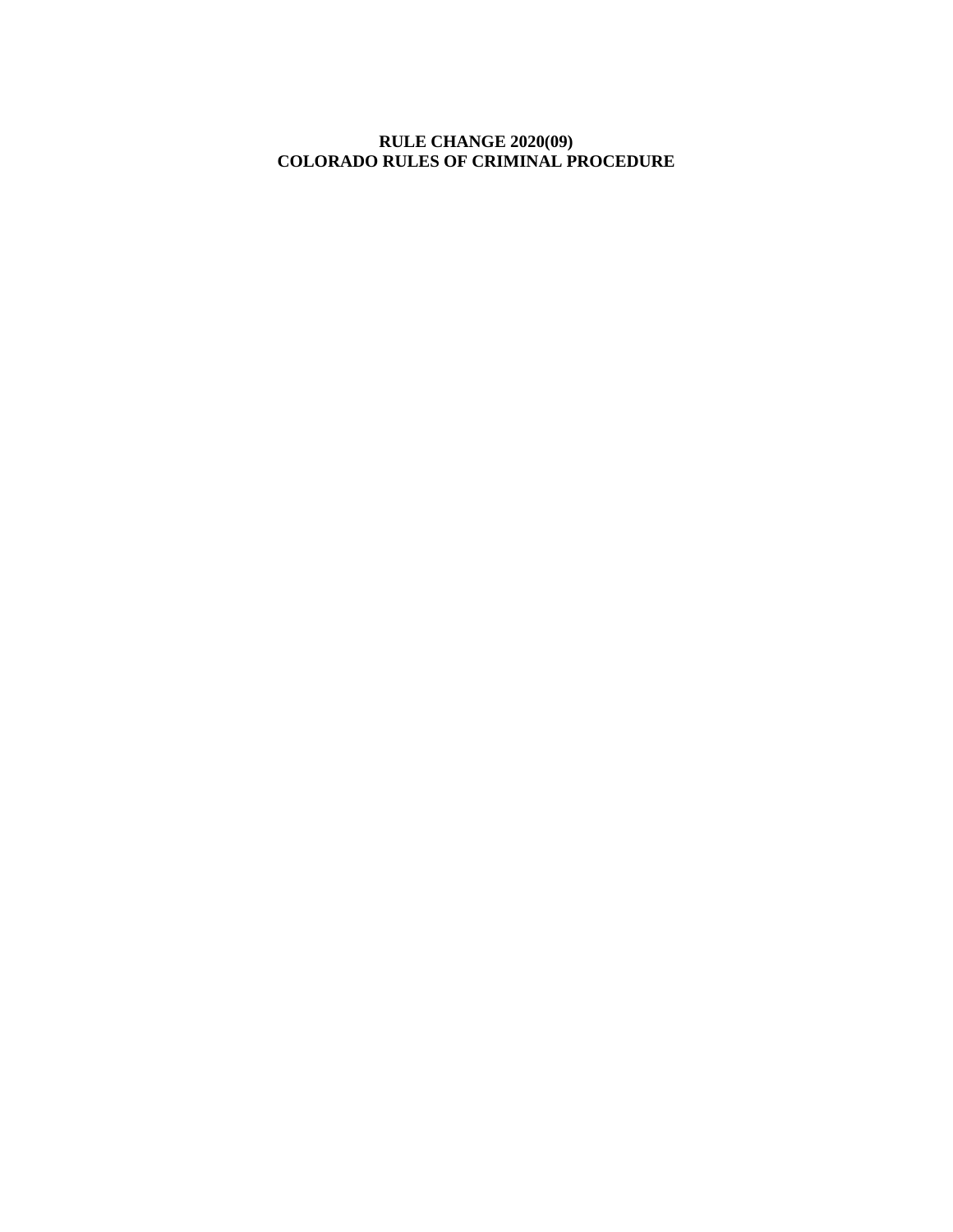# RULE CHANGE 2020(09)
# COLORADO RULES OF CRIMINAL PROCEDURE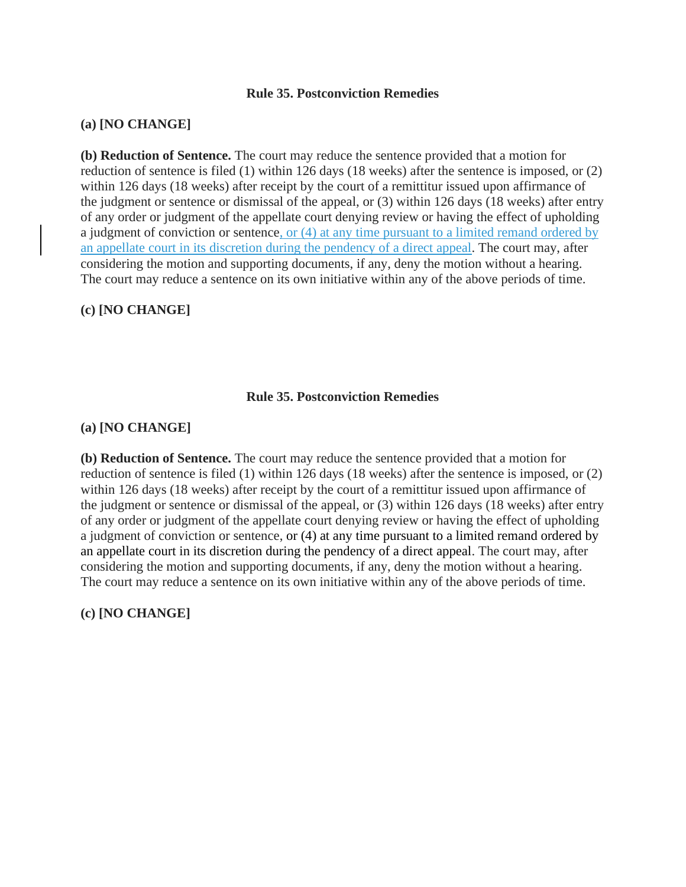**Rule 35. Postconviction Remedies**

**(a) [NO CHANGE]**

**(b) Reduction of Sentence.** The court may reduce the sentence provided that a motion for reduction of sentence is filed (1) within 126 days (18 weeks) after the sentence is imposed, or (2) within 126 days (18 weeks) after receipt by the court of a remittitur issued upon affirmance of the judgment or sentence or dismissal of the appeal, or (3) within 126 days (18 weeks) after entry of any order or judgment of the appellate court denying review or having the effect of upholding a judgment of conviction or sentence, or (4) at any time pursuant to a limited remand ordered by an appellate court in its discretion during the pendency of a direct appeal. The court may, after considering the motion and supporting documents, if any, deny the motion without a hearing. The court may reduce a sentence on its own initiative within any of the above periods of time.

**(c) [NO CHANGE]**

**Rule 35. Postconviction Remedies**

**(a) [NO CHANGE]**

**(b) Reduction of Sentence.** The court may reduce the sentence provided that a motion for reduction of sentence is filed (1) within 126 days (18 weeks) after the sentence is imposed, or (2) within 126 days (18 weeks) after receipt by the court of a remittitur issued upon affirmance of the judgment or sentence or dismissal of the appeal, or (3) within 126 days (18 weeks) after entry of any order or judgment of the appellate court denying review or having the effect of upholding a judgment of conviction or sentence, or (4) at any time pursuant to a limited remand ordered by an appellate court in its discretion during the pendency of a direct appeal. The court may, after considering the motion and supporting documents, if any, deny the motion without a hearing. The court may reduce a sentence on its own initiative within any of the above periods of time.

**(c) [NO CHANGE]**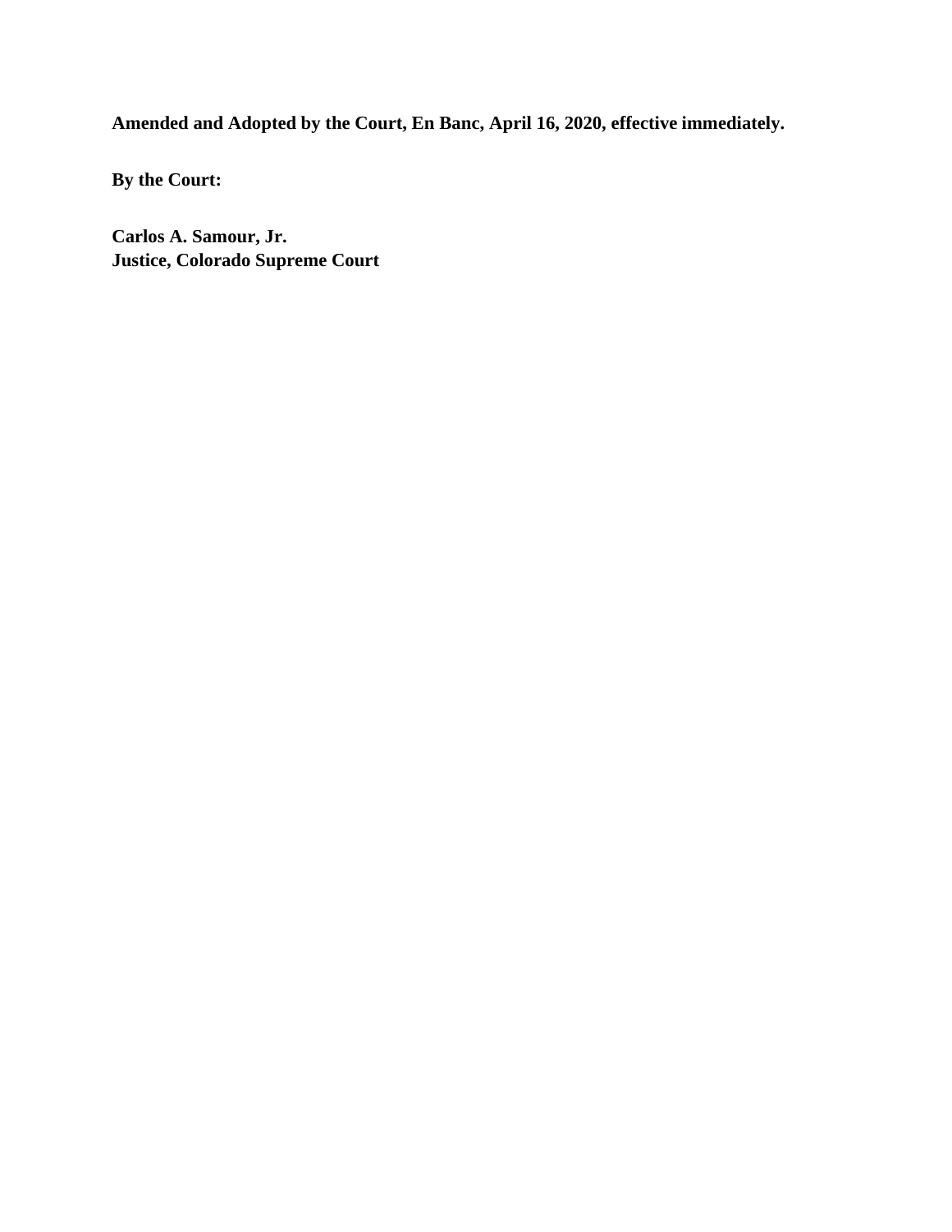**Amended and Adopted by the Court, En Banc, April 16, 2020, effective immediately.**

**By the Court:**

**Carlos A. Samour, Jr.**
**Justice, Colorado Supreme Court**